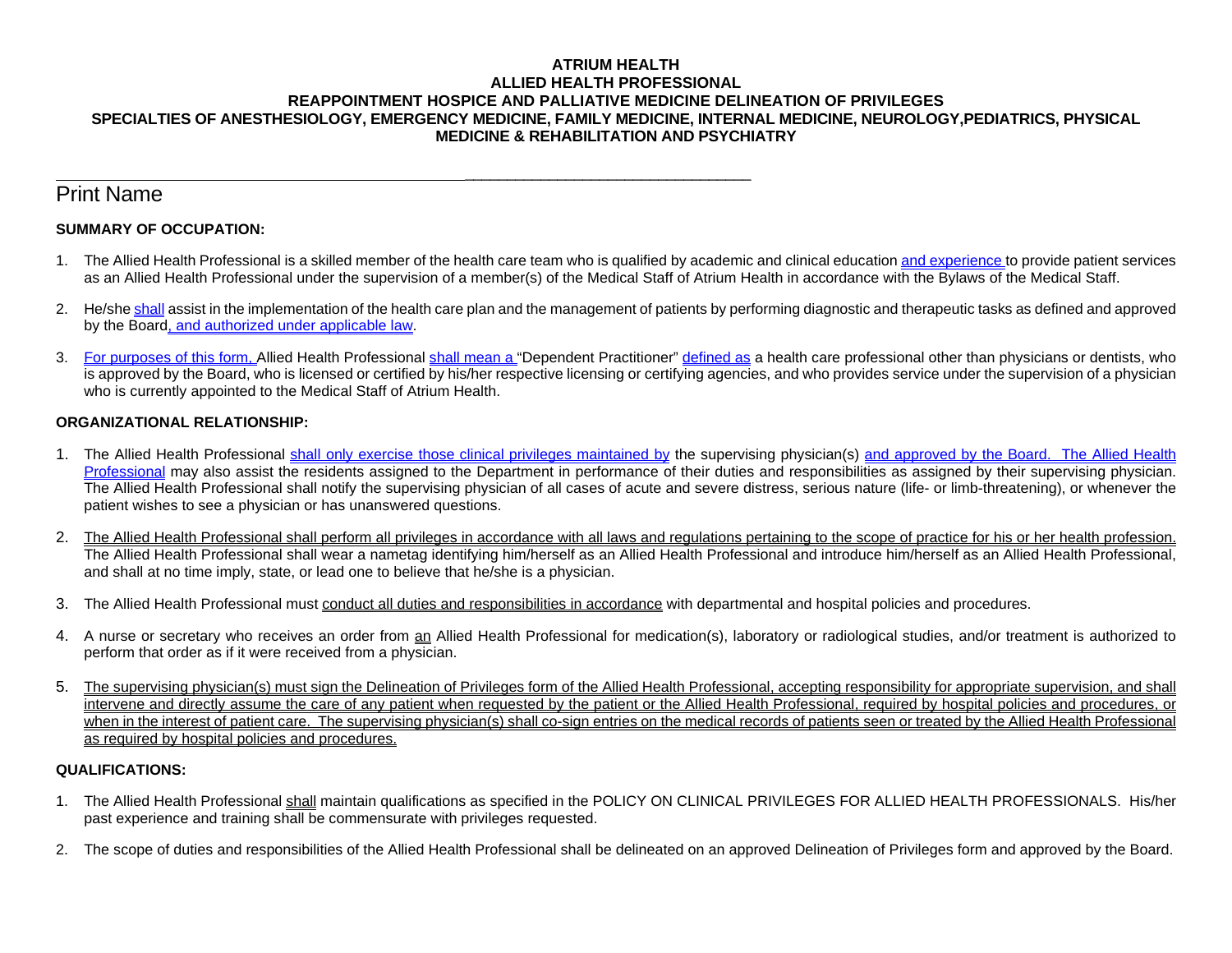**ATRIUM HEALTH**
**ALLIED HEALTH PROFESSIONAL**
**REAPPOINTMENT HOSPICE AND PALLIATIVE MEDICINE DELINEATION OF PRIVILEGES**
**SPECIALTIES OF ANESTHESIOLOGY, EMERGENCY MEDICINE, FAMILY MEDICINE, INTERNAL MEDICINE, NEUROLOGY,PEDIATRICS, PHYSICAL MEDICINE & REHABILITATION AND PSYCHIATRY**

_________________________________________________________________________________

Print Name

**SUMMARY OF OCCUPATION:**

1. The Allied Health Professional is a skilled member of the health care team who is qualified by academic and clinical education and experience to provide patient services as an Allied Health Professional under the supervision of a member(s) of the Medical Staff of Atrium Health in accordance with the Bylaws of the Medical Staff.

2. He/she shall assist in the implementation of the health care plan and the management of patients by performing diagnostic and therapeutic tasks as defined and approved by the Board, and authorized under applicable law.

3. For purposes of this form, Allied Health Professional shall mean a "Dependent Practitioner" defined as a health care professional other than physicians or dentists, who is approved by the Board, who is licensed or certified by his/her respective licensing or certifying agencies, and who provides service under the supervision of a physician who is currently appointed to the Medical Staff of Atrium Health.

**ORGANIZATIONAL RELATIONSHIP:**

1. The Allied Health Professional shall only exercise those clinical privileges maintained by the supervising physician(s) and approved by the Board. The Allied Health Professional may also assist the residents assigned to the Department in performance of their duties and responsibilities as assigned by their supervising physician. The Allied Health Professional shall notify the supervising physician of all cases of acute and severe distress, serious nature (life- or limb-threatening), or whenever the patient wishes to see a physician or has unanswered questions.

2. The Allied Health Professional shall perform all privileges in accordance with all laws and regulations pertaining to the scope of practice for his or her health profession. The Allied Health Professional shall wear a nametag identifying him/herself as an Allied Health Professional and introduce him/herself as an Allied Health Professional, and shall at no time imply, state, or lead one to believe that he/she is a physician.

3. The Allied Health Professional must conduct all duties and responsibilities in accordance with departmental and hospital policies and procedures.

4. A nurse or secretary who receives an order from an Allied Health Professional for medication(s), laboratory or radiological studies, and/or treatment is authorized to perform that order as if it were received from a physician.

5. The supervising physician(s) must sign the Delineation of Privileges form of the Allied Health Professional, accepting responsibility for appropriate supervision, and shall intervene and directly assume the care of any patient when requested by the patient or the Allied Health Professional, required by hospital policies and procedures, or when in the interest of patient care. The supervising physician(s) shall co-sign entries on the medical records of patients seen or treated by the Allied Health Professional as required by hospital policies and procedures.

**QUALIFICATIONS:**

1. The Allied Health Professional shall maintain qualifications as specified in the POLICY ON CLINICAL PRIVILEGES FOR ALLIED HEALTH PROFESSIONALS. His/her past experience and training shall be commensurate with privileges requested.

2. The scope of duties and responsibilities of the Allied Health Professional shall be delineated on an approved Delineation of Privileges form and approved by the Board.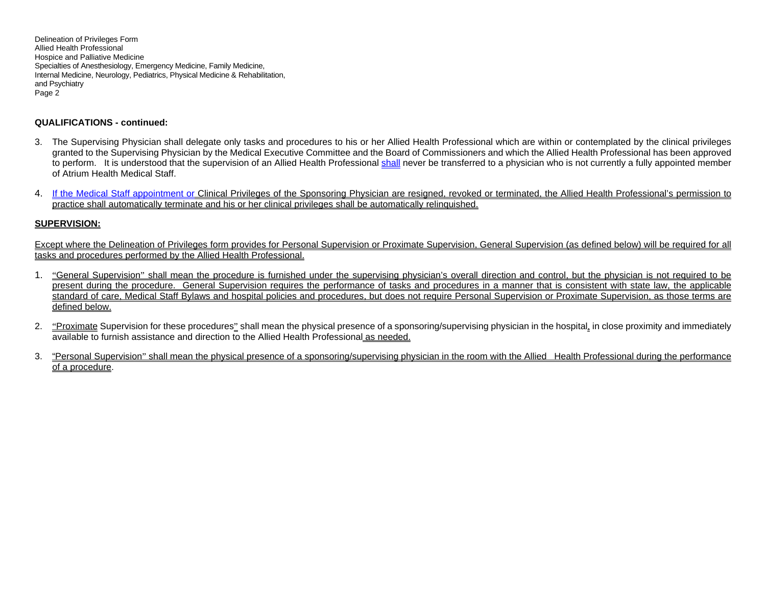**QUALIFICATIONS - continued:**

3. The Supervising Physician shall delegate only tasks and procedures to his or her Allied Health Professional which are within or contemplated by the clinical privileges granted to the Supervising Physician by the Medical Executive Committee and the Board of Commissioners and which the Allied Health Professional has been approved to perform. It is understood that the supervision of an Allied Health Professional shall never be transferred to a physician who is not currently a fully appointed member of Atrium Health Medical Staff.

4. If the Medical Staff appointment or Clinical Privileges of the Sponsoring Physician are resigned, revoked or terminated, the Allied Health Professional's permission to practice shall automatically terminate and his or her clinical privileges shall be automatically relinquished.

**SUPERVISION:**

Except where the Delineation of Privileges form provides for Personal Supervision or Proximate Supervision, General Supervision (as defined below) will be required for all tasks and procedures performed by the Allied Health Professional.

1. "General Supervision" shall mean the procedure is furnished under the supervising physician's overall direction and control, but the physician is not required to be present during the procedure. General Supervision requires the performance of tasks and procedures in a manner that is consistent with state law, the applicable standard of care, Medical Staff Bylaws and hospital policies and procedures, but does not require Personal Supervision or Proximate Supervision, as those terms are defined below.

2. "Proximate Supervision for these procedures" shall mean the physical presence of a sponsoring/supervising physician in the hospital, in close proximity and immediately available to furnish assistance and direction to the Allied Health Professional as needed.

3. "Personal Supervision" shall mean the physical presence of a sponsoring/supervising physician in the room with the Allied Health Professional during the performance of a procedure.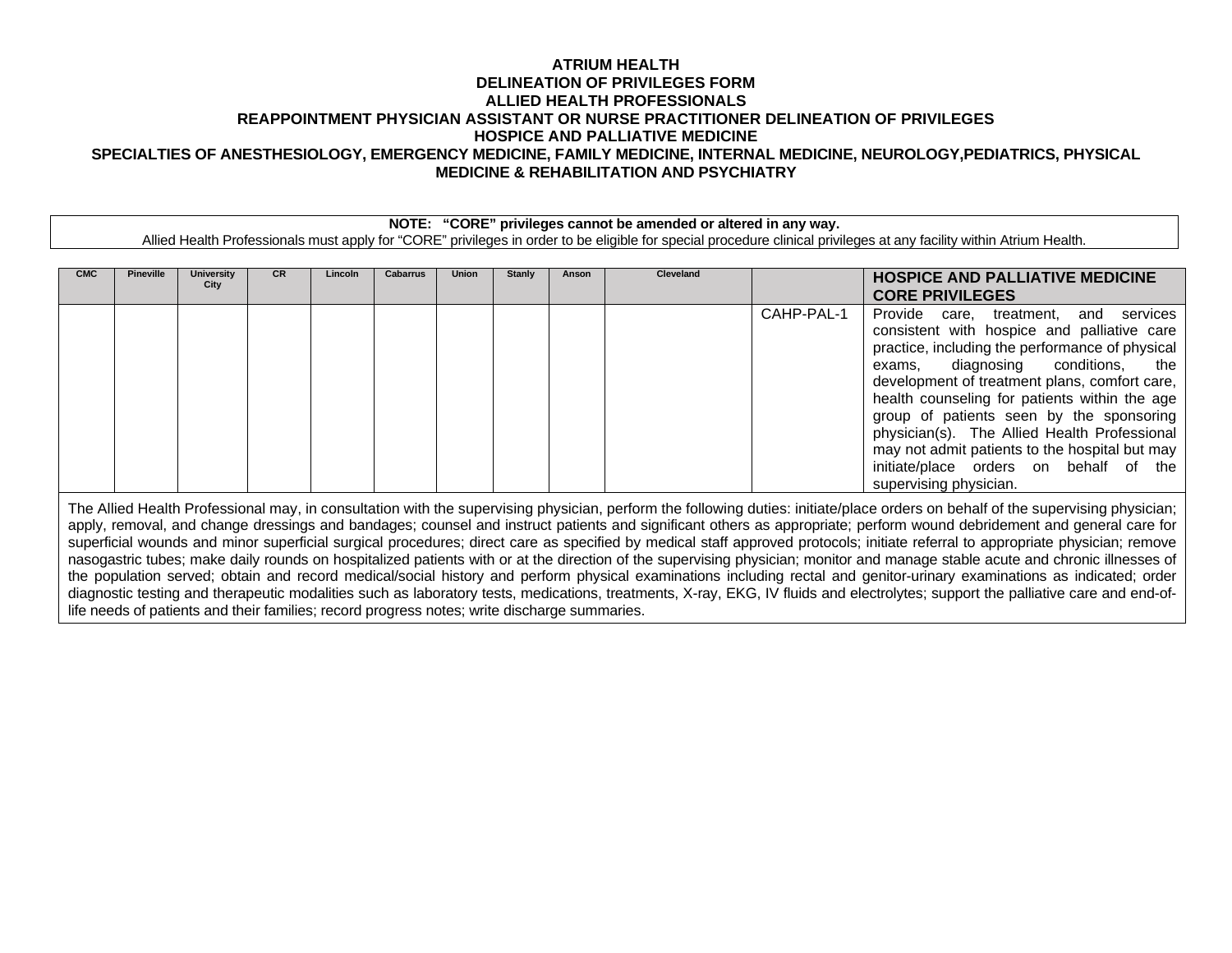**ATRIUM HEALTH**
**DELINEATION OF PRIVILEGES FORM**
**ALLIED HEALTH PROFESSIONALS**
**REAPPOINTMENT PHYSICIAN ASSISTANT OR NURSE PRACTITIONER DELINEATION OF PRIVILEGES**
**HOSPICE AND PALLIATIVE MEDICINE**
**SPECIALTIES OF ANESTHESIOLOGY, EMERGENCY MEDICINE, FAMILY MEDICINE, INTERNAL MEDICINE, NEUROLOGY,PEDIATRICS, PHYSICAL MEDICINE & REHABILITATION AND PSYCHIATRY**

**NOTE: "CORE" privileges cannot be amended or altered in any way.**
Allied Health Professionals must apply for "CORE" privileges in order to be eligible for special procedure clinical privileges at any facility within Atrium Health.

| CMC | Pineville | University City | CR | Lincoln | Cabarrus | Union | Stanly | Anson | Cleveland | | **HOSPICE AND PALLIATIVE MEDICINE CORE PRIVILEGES** |
|---|---|---|---|---|---|---|---|---|---|---|---|
| | | | | | | | | | | CAHP-PAL-1 | Provide care, treatment, and services consistent with hospice and palliative care practice, including the performance of physical exams, diagnosing conditions, the development of treatment plans, comfort care, health counseling for patients within the age group of patients seen by the sponsoring physician(s). The Allied Health Professional may not admit patients to the hospital but may initiate/place orders on behalf of the supervising physician. |

The Allied Health Professional may, in consultation with the supervising physician, perform the following duties: initiate/place orders on behalf of the supervising physician; apply, removal, and change dressings and bandages; counsel and instruct patients and significant others as appropriate; perform wound debridement and general care for superficial wounds and minor superficial surgical procedures; direct care as specified by medical staff approved protocols; initiate referral to appropriate physician; remove nasogastric tubes; make daily rounds on hospitalized patients with or at the direction of the supervising physician; monitor and manage stable acute and chronic illnesses of the population served; obtain and record medical/social history and perform physical examinations including rectal and genitor-urinary examinations as indicated; order diagnostic testing and therapeutic modalities such as laboratory tests, medications, treatments, X-ray, EKG, IV fluids and electrolytes; support the palliative care and end-of-life needs of patients and their families; record progress notes; write discharge summaries.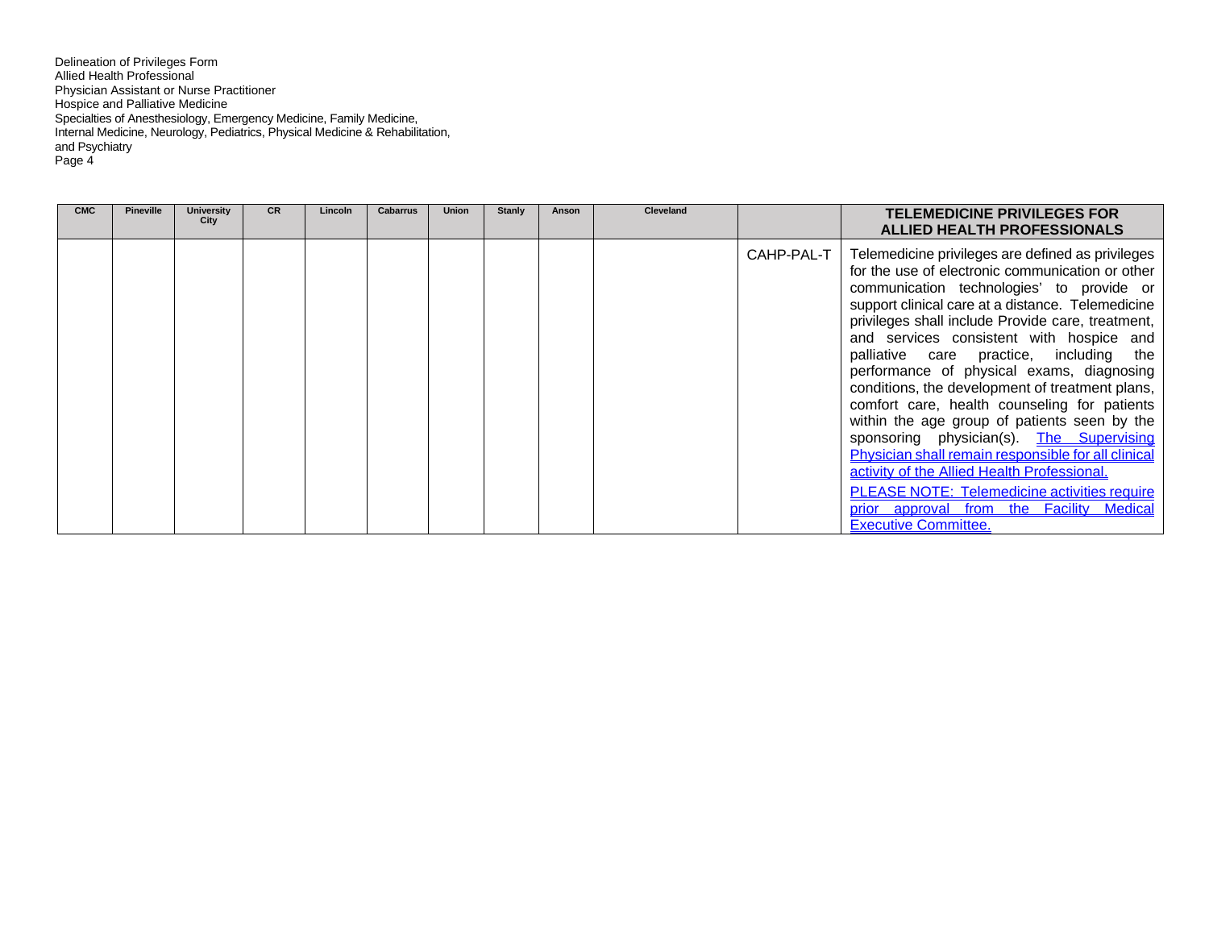Delineation of Privileges Form
Allied Health Professional
Physician Assistant or Nurse Practitioner
Hospice and Palliative Medicine
Specialties of Anesthesiology, Emergency Medicine, Family Medicine, Internal Medicine, Neurology, Pediatrics, Physical Medicine & Rehabilitation, and Psychiatry

| CMC | Pineville | University City | CR | Lincoln | Cabarrus | Union | Stanly | Anson | Cleveland | | **TELEMEDICINE PRIVILEGES FOR ALLIED HEALTH PROFESSIONALS** |
|---|---|---|---|---|---|---|---|---|---|---|---|
| | | | | | | | | | | CAHP-PAL-T | Telemedicine privileges are defined as privileges for the use of electronic communication or other communication technologies' to provide or support clinical care at a distance. Telemedicine privileges shall include Provide care, treatment, and services consistent with hospice and palliative care practice, including the performance of physical exams, diagnosing conditions, the development of treatment plans, comfort care, health counseling for patients within the age group of patients seen by the sponsoring physician(s). The Supervising Physician shall remain responsible for all clinical activity of the Allied Health Professional. PLEASE NOTE: Telemedicine activities require prior approval from the Facility Medical Executive Committee. |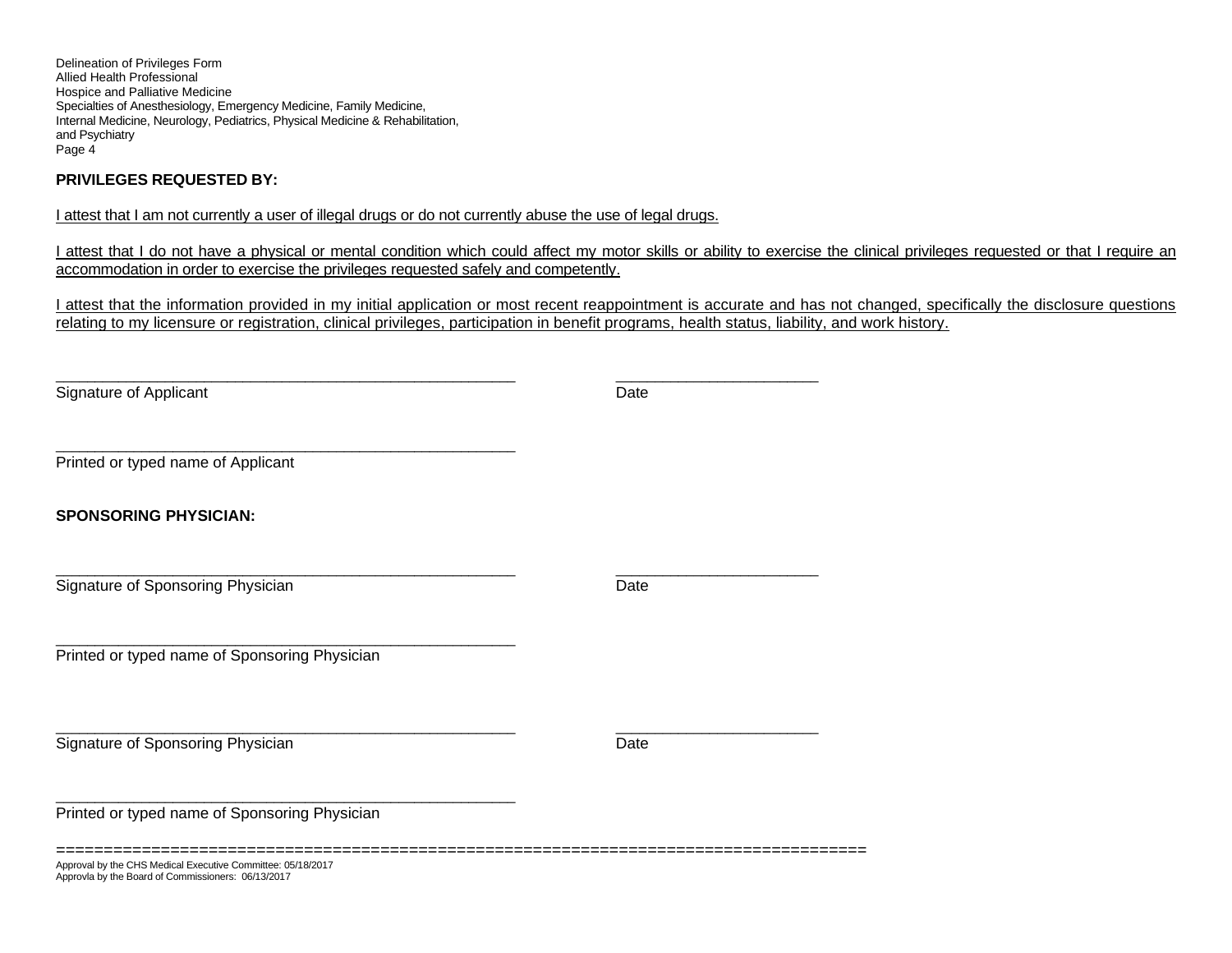**PRIVILEGES REQUESTED BY:**

I attest that I am not currently a user of illegal drugs or do not currently abuse the use of legal drugs.

I attest that I do not have a physical or mental condition which could affect my motor skills or ability to exercise the clinical privileges requested or that I require an accommodation in order to exercise the privileges requested safely and competently.

I attest that the information provided in my initial application or most recent reappointment is accurate and has not changed, specifically the disclosure questions relating to my licensure or registration, clinical privileges, participation in benefit programs, health status, liability, and work history.

\_\_\_\_\_\_\_\_\_\_\_\_\_\_\_\_\_\_\_\_\_\_\_\_\_\_\_\_\_\_\_\_\_\_\_\_\_\_\_\_\_\_\_\_\_\_\_\_\_\_\_\_ \_\_\_\_\_\_\_\_\_\_\_\_\_\_\_\_\_\_\_\_\_\_\_\_
Signature of Applicant Date

\_\_\_\_\_\_\_\_\_\_\_\_\_\_\_\_\_\_\_\_\_\_\_\_\_\_\_\_\_\_\_\_\_\_\_\_\_\_\_\_\_\_\_\_\_\_\_\_\_\_\_\_
Printed or typed name of Applicant

**SPONSORING PHYSICIAN:**

\_\_\_\_\_\_\_\_\_\_\_\_\_\_\_\_\_\_\_\_\_\_\_\_\_\_\_\_\_\_\_\_\_\_\_\_\_\_\_\_\_\_\_\_\_\_\_\_\_\_\_\_ \_\_\_\_\_\_\_\_\_\_\_\_\_\_\_\_\_\_\_\_\_\_\_\_
Signature of Sponsoring Physician Date

\_\_\_\_\_\_\_\_\_\_\_\_\_\_\_\_\_\_\_\_\_\_\_\_\_\_\_\_\_\_\_\_\_\_\_\_\_\_\_\_\_\_\_\_\_\_\_\_\_\_\_\_
Printed or typed name of Sponsoring Physician

\_\_\_\_\_\_\_\_\_\_\_\_\_\_\_\_\_\_\_\_\_\_\_\_\_\_\_\_\_\_\_\_\_\_\_\_\_\_\_\_\_\_\_\_\_\_\_\_\_\_\_\_ \_\_\_\_\_\_\_\_\_\_\_\_\_\_\_\_\_\_\_\_\_\_\_\_
Signature of Sponsoring Physician Date

\_\_\_\_\_\_\_\_\_\_\_\_\_\_\_\_\_\_\_\_\_\_\_\_\_\_\_\_\_\_\_\_\_\_\_\_\_\_\_\_\_\_\_\_\_\_\_\_\_\_\_\_
Printed or typed name of Sponsoring Physician

==================================================================================

Approval by the CHS Medical Executive Committee: 05/18/2017
Approvla by the Board of Commissioners: 06/13/2017